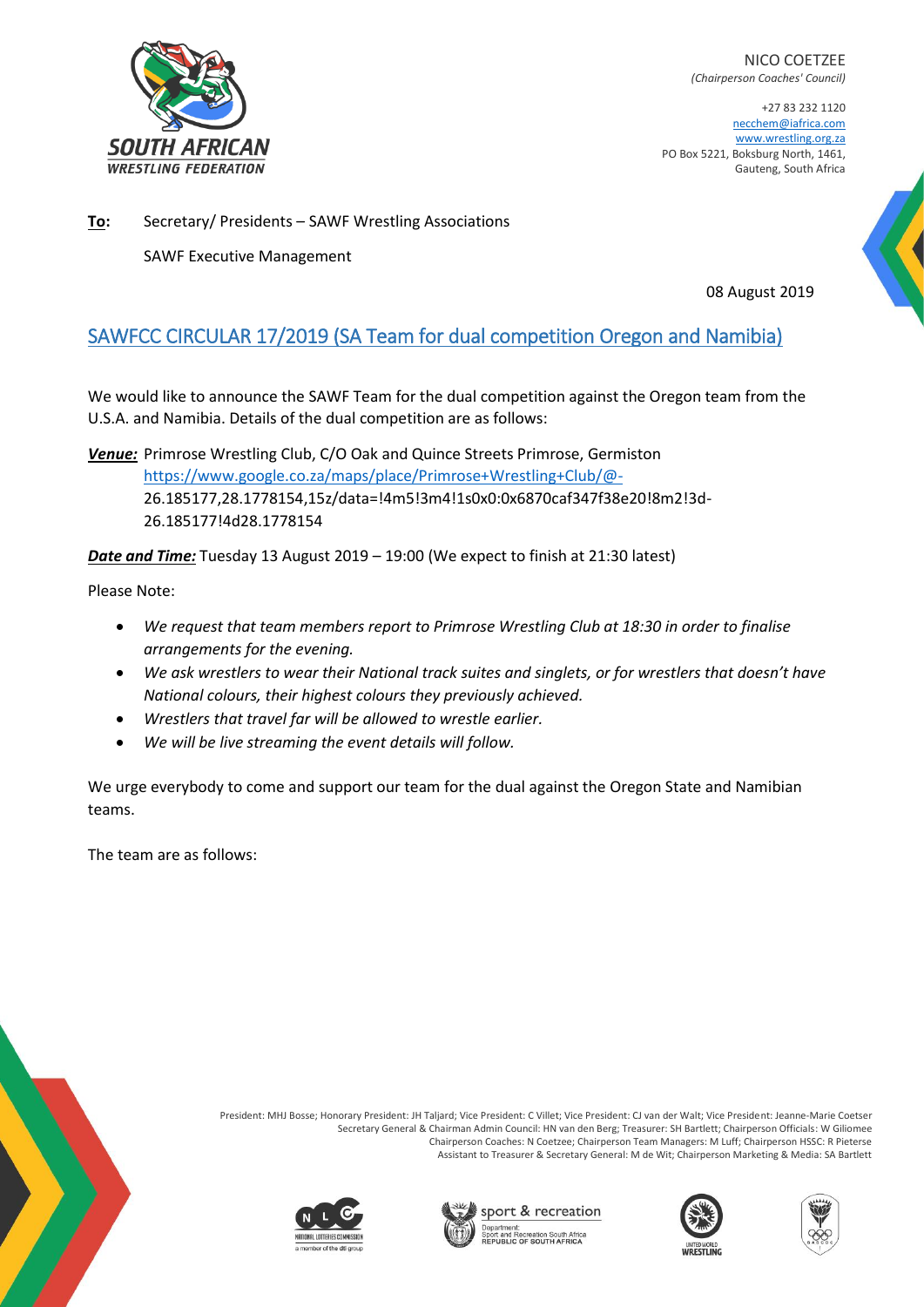**SOUTH AFRICAN WRESTLING FEDERATION**

NICO COETZEE
*(Chairperson Coaches' Council)*

+27 83 232 1120
necchem@iafrica.com
www.wrestling.org.za
PO Box 5221, Boksburg North, 1461,
Gauteng, South Africa

**To:** Secretary/ Presidents – SAWF Wrestling Associations

SAWF Executive Management

08 August 2019

## SAWFCC CIRCULAR 17/2019 (SA Team for dual competition Oregon and Namibia)

We would like to announce the SAWF Team for the dual competition against the Oregon team from the U.S.A. and Namibia. Details of the dual competition are as follows:

***Venue:*** Primrose Wrestling Club, C/O Oak and Quince Streets Primrose, Germiston
https://www.google.co.za/maps/place/Primrose+Wrestling+Club/@-26.185177,28.1778154,15z/data=!4m5!3m4!1s0x0:0x6870caf347f38e20!8m2!3d-26.185177!4d28.1778154

***Date and Time:*** Tuesday 13 August 2019 – 19:00 (We expect to finish at 21:30 latest)

Please Note:

- *We request that team members report to Primrose Wrestling Club at 18:30 in order to finalise arrangements for the evening.*
- *We ask wrestlers to wear their National track suites and singlets, or for wrestlers that doesn't have National colours, their highest colours they previously achieved.*
- *Wrestlers that travel far will be allowed to wrestle earlier.*
- *We will be live streaming the event details will follow.*

We urge everybody to come and support our team for the dual against the Oregon State and Namibian teams.

The team are as follows:

President: MHJ Bosse; Honorary President: JH Taljard; Vice President: C Villet; Vice President: CJ van der Walt; Vice President: Jeanne-Marie Coetser
Secretary General & Chairman Admin Council: HN van den Berg; Treasurer: SH Bartlett; Chairperson Officials: W Giliomee
Chairperson Coaches: N Coetzee; Chairperson Team Managers: M Luff; Chairperson HSSC: R Pieterse
Assistant to Treasurer & Secretary General: M de Wit; Chairperson Marketing & Media: SA Bartlett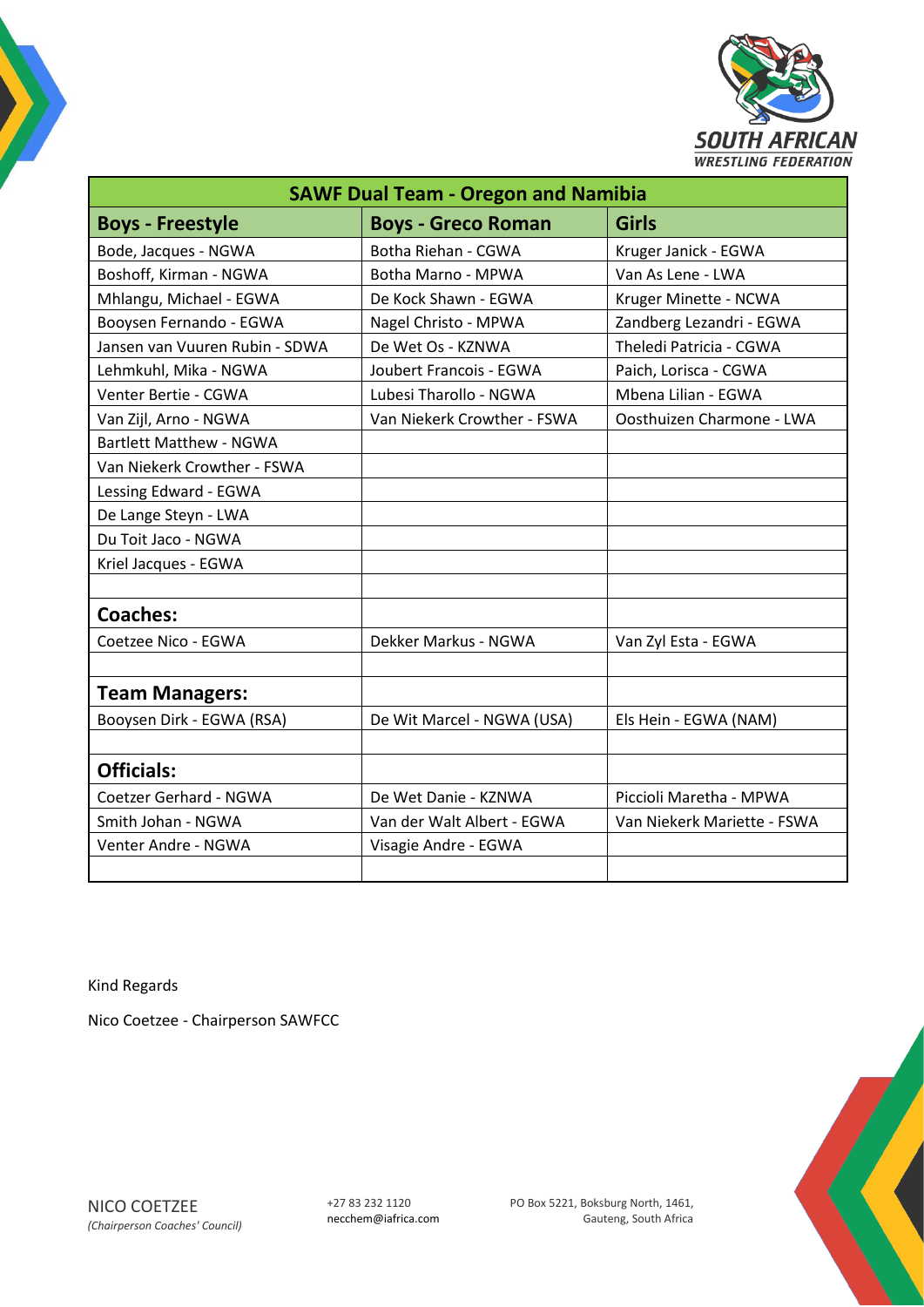| SAWF Dual Team - Oregon and Namibia | | |
|---|---|---|
| **Boys - Freestyle** | **Boys - Greco Roman** | **Girls** |
| Bode, Jacques - NGWA | Botha Riehan - CGWA | Kruger Janick - EGWA |
| Boshoff, Kirman - NGWA | Botha Marno - MPWA | Van As Lene - LWA |
| Mhlangu, Michael - EGWA | De Kock Shawn - EGWA | Kruger Minette - NCWA |
| Booysen Fernando - EGWA | Nagel Christo - MPWA | Zandberg Lezandri - EGWA |
| Jansen van Vuuren Rubin - SDWA | De Wet Os - KZNWA | Theledi Patricia - CGWA |
| Lehmkuhl, Mika - NGWA | Joubert Francois - EGWA | Paich, Lorisca - CGWA |
| Venter Bertie - CGWA | Lubesi Tharollo - NGWA | Mbena Lilian - EGWA |
| Van Zijl, Arno - NGWA | Van Niekerk Crowther - FSWA | Oosthuizen Charmone - LWA |
| Bartlett Matthew - NGWA | | |
| Van Niekerk Crowther - FSWA | | |
| Lessing Edward - EGWA | | |
| De Lange Steyn - LWA | | |
| Du Toit Jaco - NGWA | | |
| Kriel Jacques - EGWA | | |
| | | |
| **Coaches:** | | |
| Coetzee Nico - EGWA | Dekker Markus - NGWA | Van Zyl Esta - EGWA |
| | | |
| **Team Managers:** | | |
| Booysen Dirk - EGWA (RSA) | De Wit Marcel - NGWA (USA) | Els Hein - EGWA (NAM) |
| | | |
| **Officials:** | | |
| Coetzer Gerhard - NGWA | De Wet Danie - KZNWA | Piccioli Maretha - MPWA |
| Smith Johan - NGWA | Van der Walt Albert - EGWA | Van Niekerk Mariette - FSWA |
| Venter Andre - NGWA | Visagie Andre - EGWA | |

Kind Regards

Nico Coetzee - Chairperson SAWFCC